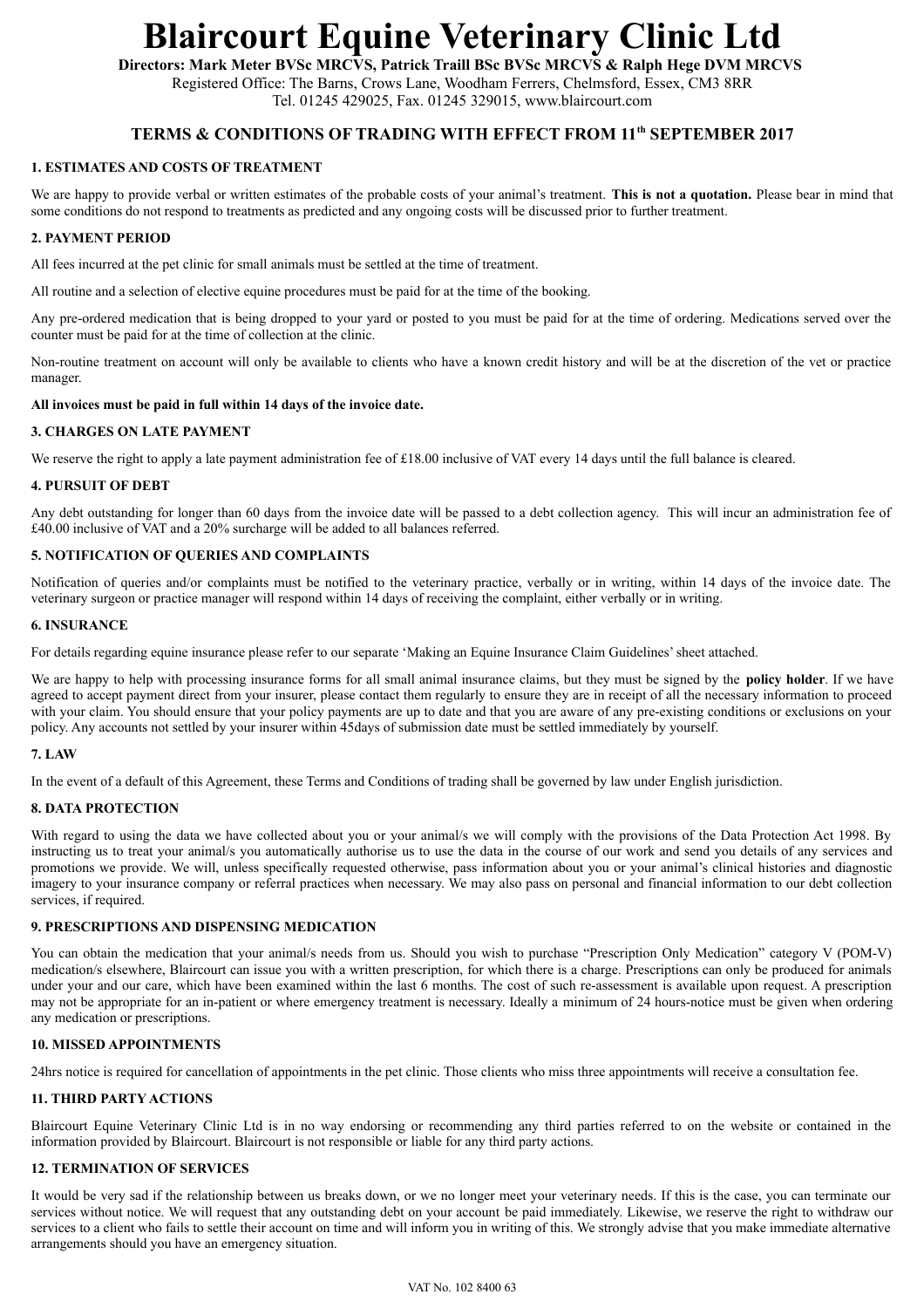# Blaircourt Equine Veterinary Clinic Ltd

**Directors: Mark Meter BVSc MRCVS, Patrick Traill BSc BVSc MRCVS & Ralph Hege DVM MRCVS**

Registered Office: The Barns, Crows Lane, Woodham Ferrers, Chelmsford, Essex, CM3 8RR

Tel. 01245 429025, Fax. 01245 329015, www.blaircourt.com

## TERMS & CONDITIONS OF TRADING WITH EFFECT FROM 11th SEPTEMBER 2017

### 1. ESTIMATES AND COSTS OF TREATMENT

We are happy to provide verbal or written estimates of the probable costs of your animal's treatment. **This is not a quotation.** Please bear in mind that some conditions do not respond to treatments as predicted and any ongoing costs will be discussed prior to further treatment.

### 2. PAYMENT PERIOD

All fees incurred at the pet clinic for small animals must be settled at the time of treatment.

All routine and a selection of elective equine procedures must be paid for at the time of the booking.

Any pre-ordered medication that is being dropped to your yard or posted to you must be paid for at the time of ordering. Medications served over the counter must be paid for at the time of collection at the clinic.

Non-routine treatment on account will only be available to clients who have a known credit history and will be at the discretion of the vet or practice manager.

**All invoices must be paid in full within 14 days of the invoice date.**

### 3. CHARGES ON LATE PAYMENT

We reserve the right to apply a late payment administration fee of £18.00 inclusive of VAT every 14 days until the full balance is cleared.

### 4. PURSUIT OF DEBT

Any debt outstanding for longer than 60 days from the invoice date will be passed to a debt collection agency. This will incur an administration fee of £40.00 inclusive of VAT and a 20% surcharge will be added to all balances referred.

### 5. NOTIFICATION OF QUERIES AND COMPLAINTS

Notification of queries and/or complaints must be notified to the veterinary practice, verbally or in writing, within 14 days of the invoice date. The veterinary surgeon or practice manager will respond within 14 days of receiving the complaint, either verbally or in writing.

### 6. INSURANCE

For details regarding equine insurance please refer to our separate 'Making an Equine Insurance Claim Guidelines' sheet attached.

We are happy to help with processing insurance forms for all small animal insurance claims, but they must be signed by the **policy holder**. If we have agreed to accept payment direct from your insurer, please contact them regularly to ensure they are in receipt of all the necessary information to proceed with your claim. You should ensure that your policy payments are up to date and that you are aware of any pre-existing conditions or exclusions on your policy. Any accounts not settled by your insurer within 45days of submission date must be settled immediately by yourself.

### 7. LAW

In the event of a default of this Agreement, these Terms and Conditions of trading shall be governed by law under English jurisdiction.

### 8. DATA PROTECTION

With regard to using the data we have collected about you or your animal/s we will comply with the provisions of the Data Protection Act 1998. By instructing us to treat your animal/s you automatically authorise us to use the data in the course of our work and send you details of any services and promotions we provide. We will, unless specifically requested otherwise, pass information about you or your animal's clinical histories and diagnostic imagery to your insurance company or referral practices when necessary. We may also pass on personal and financial information to our debt collection services, if required.

### 9. PRESCRIPTIONS AND DISPENSING MEDICATION

You can obtain the medication that your animal/s needs from us. Should you wish to purchase "Prescription Only Medication" category V (POM-V) medication/s elsewhere, Blaircourt can issue you with a written prescription, for which there is a charge. Prescriptions can only be produced for animals under your and our care, which have been examined within the last 6 months. The cost of such re-assessment is available upon request. A prescription may not be appropriate for an in-patient or where emergency treatment is necessary. Ideally a minimum of 24 hours-notice must be given when ordering any medication or prescriptions.

### 10. MISSED APPOINTMENTS

24hrs notice is required for cancellation of appointments in the pet clinic. Those clients who miss three appointments will receive a consultation fee.

### 11. THIRD PARTY ACTIONS

Blaircourt Equine Veterinary Clinic Ltd is in no way endorsing or recommending any third parties referred to on the website or contained in the information provided by Blaircourt. Blaircourt is not responsible or liable for any third party actions.

### 12. TERMINATION OF SERVICES

It would be very sad if the relationship between us breaks down, or we no longer meet your veterinary needs. If this is the case, you can terminate our services without notice. We will request that any outstanding debt on your account be paid immediately. Likewise, we reserve the right to withdraw our services to a client who fails to settle their account on time and will inform you in writing of this. We strongly advise that you make immediate alternative arrangements should you have an emergency situation.

VAT No. 102 8400 63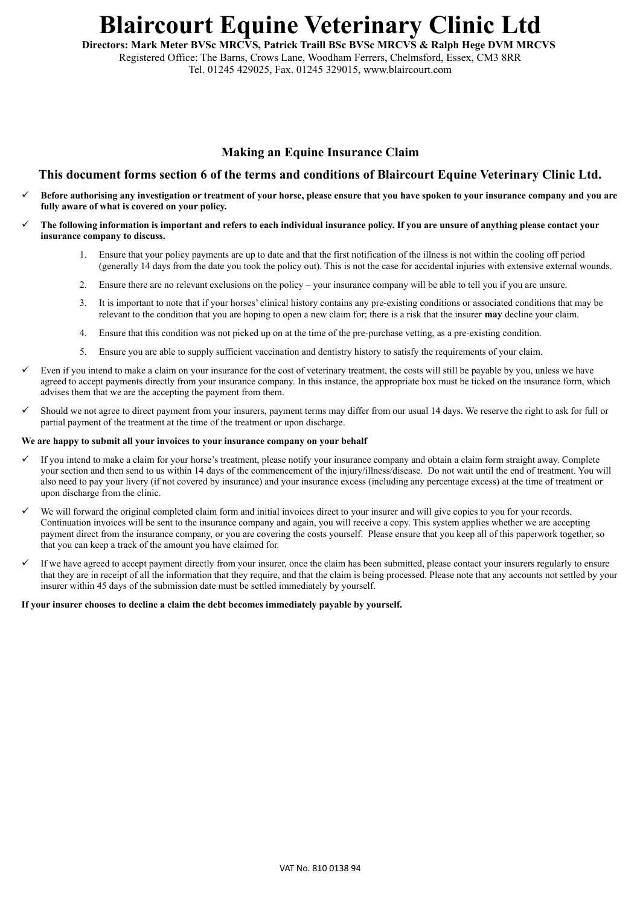# Blaircourt Equine Veterinary Clinic Ltd

**Directors: Mark Meter BVSc MRCVS, Patrick Traill BSc BVSc MRCVS & Ralph Hege DVM MRCVS**

Registered Office: The Barns, Crows Lane, Woodham Ferrers, Chelmsford, Essex, CM3 8RR

Tel. 01245 429025, Fax. 01245 329015, www.blaircourt.com

## Making an Equine Insurance Claim

### This document forms section 6 of the terms and conditions of Blaircourt Equine Veterinary Clinic Ltd.

- ✓ **Before authorising any investigation or treatment of your horse, please ensure that you have spoken to your insurance company and you are fully aware of what is covered on your policy.**
- ✓ **The following information is important and refers to each individual insurance policy. If you are unsure of anything please contact your insurance company to discuss.**
  1. Ensure that your policy payments are up to date and that the first notification of the illness is not within the cooling off period (generally 14 days from the date you took the policy out). This is not the case for accidental injuries with extensive external wounds.
  2. Ensure there are no relevant exclusions on the policy – your insurance company will be able to tell you if you are unsure.
  3. It is important to note that if your horses' clinical history contains any pre-existing conditions or associated conditions that may be relevant to the condition that you are hoping to open a new claim for; there is a risk that the insurer **may** decline your claim.
  4. Ensure that this condition was not picked up on at the time of the pre-purchase vetting, as a pre-existing condition.
  5. Ensure you are able to supply sufficient vaccination and dentistry history to satisfy the requirements of your claim.
- ✓ Even if you intend to make a claim on your insurance for the cost of veterinary treatment, the costs will still be payable by you, unless we have agreed to accept payments directly from your insurance company. In this instance, the appropriate box must be ticked on the insurance form, which advises them that we are the accepting the payment from them.
- ✓ Should we not agree to direct payment from your insurers, payment terms may differ from our usual 14 days. We reserve the right to ask for full or partial payment of the treatment at the time of the treatment or upon discharge.

**We are happy to submit all your invoices to your insurance company on your behalf**

- ✓ If you intend to make a claim for your horse's treatment, please notify your insurance company and obtain a claim form straight away. Complete your section and then send to us within 14 days of the commencement of the injury/illness/disease. Do not wait until the end of treatment. You will also need to pay your livery (if not covered by insurance) and your insurance excess (including any percentage excess) at the time of treatment or upon discharge from the clinic.
- ✓ We will forward the original completed claim form and initial invoices direct to your insurer and will give copies to you for your records. Continuation invoices will be sent to the insurance company and again, you will receive a copy. This system applies whether we are accepting payment direct from the insurance company, or you are covering the costs yourself. Please ensure that you keep all of this paperwork together, so that you can keep a track of the amount you have claimed for.
- ✓ If we have agreed to accept payment directly from your insurer, once the claim has been submitted, please contact your insurers regularly to ensure that they are in receipt of all the information that they require, and that the claim is being processed. Please note that any accounts not settled by your insurer within 45 days of the submission date must be settled immediately by yourself.

**If your insurer chooses to decline a claim the debt becomes immediately payable by yourself.**

VAT No. 810 0138 94